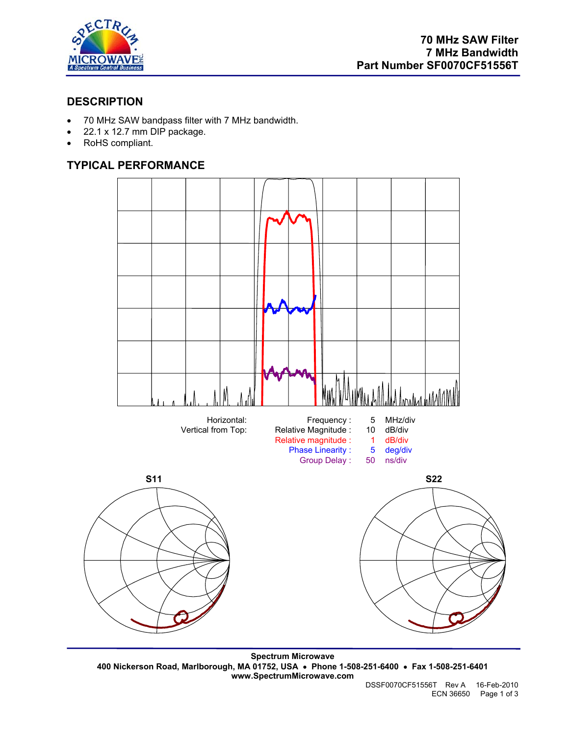# 70 MHz SAW Filter
## 7 MHz Bandwidth
## Part Number SF0070CF51556T

## DESCRIPTION

- 70 MHz SAW bandpass filter with 7 MHz bandwidth.
- 22.1 x 12.7 mm DIP package.
- RoHS compliant.

## TYPICAL PERFORMANCE

| | | | |
|---|---|---|---|
| Horizontal: | Frequency : | 5 | MHz/div |
| Vertical from Top: | Relative Magnitude : | 10 | dB/div |
| | Relative magnitude : | 1 | dB/div |
| | Phase Linearity : | 5 | deg/div |
| | Group Delay : | 50 | ns/div |

S11

S22

Spectrum Microwave
400 Nickerson Road, Marlborough, MA 01752, USA • Phone 1-508-251-6400 • Fax 1-508-251-6401
www.SpectrumMicrowave.com

DSSF0070CF51556T Rev A 16-Feb-2010
ECN 36650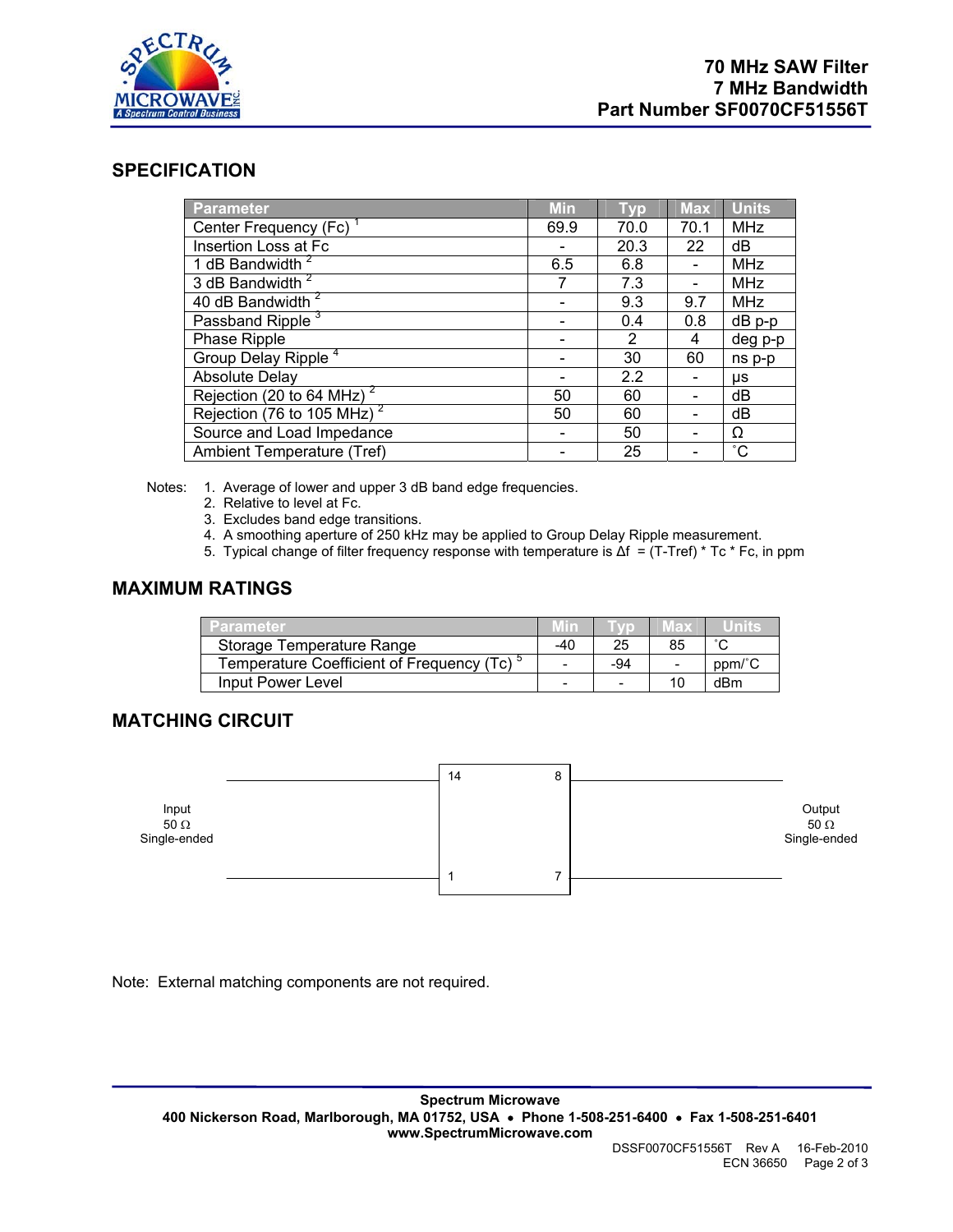# 70 MHz SAW Filter
# 7 MHz Bandwidth
# Part Number SF0070CF51556T

## SPECIFICATION

| Parameter | Min | Typ | Max | Units |
|---|---|---|---|---|
| Center Frequency (Fc) [1] | 69.9 | 70.0 | 70.1 | MHz |
| Insertion Loss at Fc | - | 20.3 | 22 | dB |
| 1 dB Bandwidth [2] | 6.5 | 6.8 | - | MHz |
| 3 dB Bandwidth [2] | 7 | 7.3 | - | MHz |
| 40 dB Bandwidth [2] | - | 9.3 | 9.7 | MHz |
| Passband Ripple [3] | - | 0.4 | 0.8 | dB p-p |
| Phase Ripple | - | 2 | 4 | deg p-p |
| Group Delay Ripple [4] | - | 30 | 60 | ns p-p |
| Absolute Delay | - | 2.2 | - | µs |
| Rejection (20 to 64 MHz) [2] | 50 | 60 | - | dB |
| Rejection (76 to 105 MHz) [2] | 50 | 60 | - | dB |
| Source and Load Impedance | - | 50 | - | Ω |
| Ambient Temperature (Tref) | - | 25 | - | ˚C |

Notes:
1. Average of lower and upper 3 dB band edge frequencies.
2. Relative to level at Fc.
3. Excludes band edge transitions.
4. A smoothing aperture of 250 kHz may be applied to Group Delay Ripple measurement.
5. Typical change of filter frequency response with temperature is $\Delta f = (T - Tref) * Tc * Fc$, in ppm

## MAXIMUM RATINGS

| Parameter | Min | Typ | Max | Units |
|---|---|---|---|---|
| Storage Temperature Range | -40 | 25 | 85 | ˚C |
| Temperature Coefficient of Frequency (Tc) [5] | - | -94 | - | ppm/˚C |
| Input Power Level | - | - | 10 | dBm |

## MATCHING CIRCUIT

Input 50 Ω Single-ended — pins 14, 1 | pins 8, 7 — Output 50 Ω Single-ended

Note: External matching components are not required.

Spectrum Microwave
400 Nickerson Road, Marlborough, MA 01752, USA • Phone 1-508-251-6400 • Fax 1-508-251-6401
www.SpectrumMicrowave.com

DSSF0070CF51556T Rev A 16-Feb-2010
ECN 36650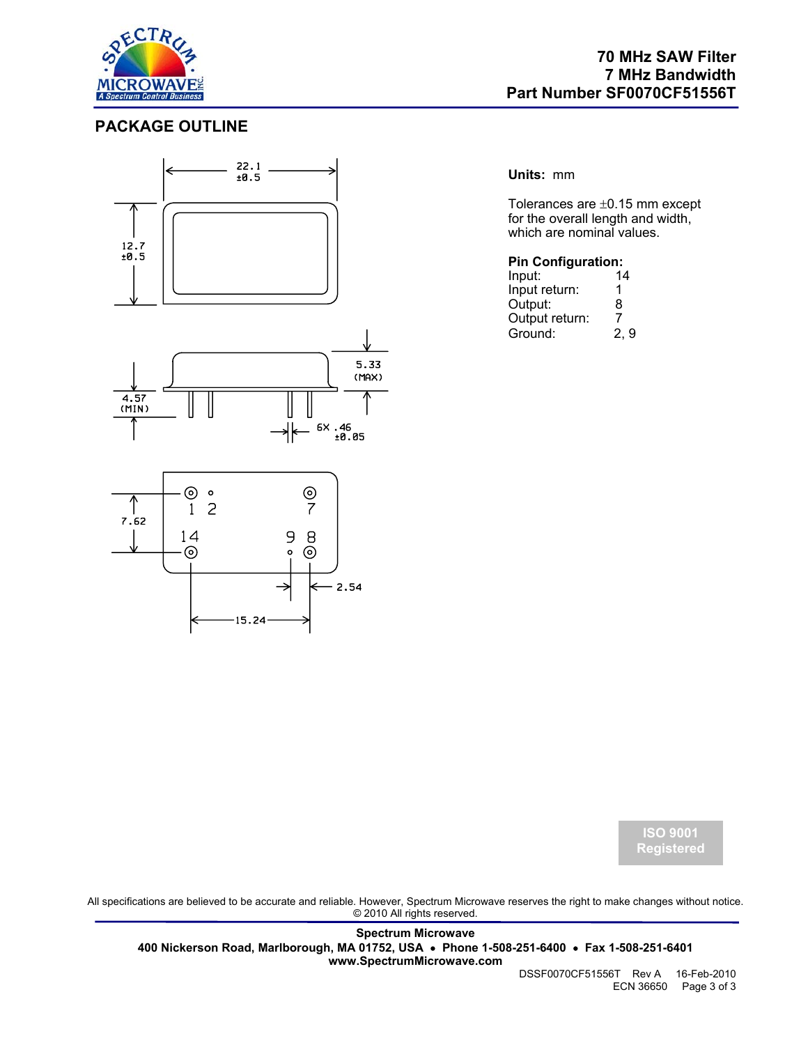# 70 MHz SAW Filter
# 7 MHz Bandwidth
# Part Number SF0070CF51556T

## PACKAGE OUTLINE

22.1
±0.5

12.7
±0.5

5.33
(MAX)

4.57
(MIN)

6X .46
±0.05

1 2 7

14 9 8

7.62

2.54

15.24

**Units:** mm

Tolerances are ±0.15 mm except for the overall length and width, which are nominal values.

**Pin Configuration:**

| | |
|---|---|
| Input: | 14 |
| Input return: | 1 |
| Output: | 8 |
| Output return: | 7 |
| Ground: | 2, 9 |

ISO 9001
Registered

All specifications are believed to be accurate and reliable. However, Spectrum Microwave reserves the right to make changes without notice.
© 2010 All rights reserved.

**Spectrum Microwave**
**400 Nickerson Road, Marlborough, MA 01752, USA • Phone 1-508-251-6400 • Fax 1-508-251-6401**
**www.SpectrumMicrowave.com**

DSSF0070CF51556T Rev A 16-Feb-2010
ECN 36650